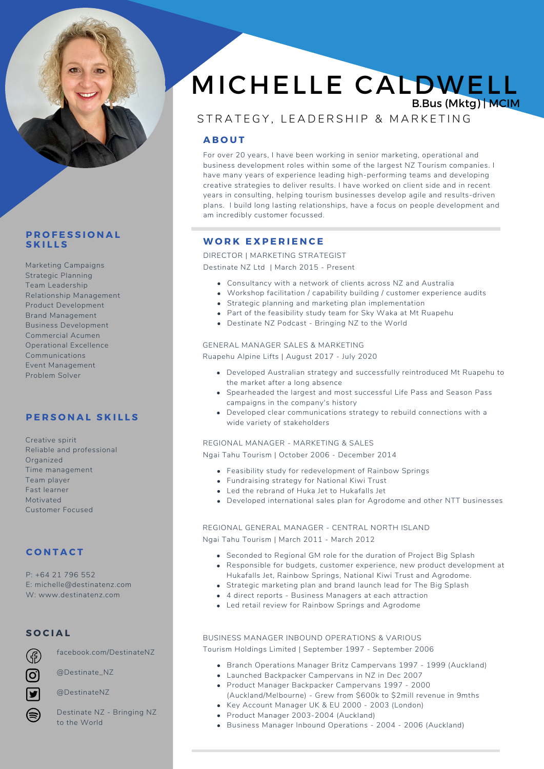# MICHELLE CALDWELL

B.Bus (Mktg) | MCIM

STRATEGY, LEADERSHIP & MARKETING

## ABOUT

For over 20 years, I have been working in senior marketing, operational and business development roles within some of the largest NZ Tourism companies. I have many years of experience leading high-performing teams and developing creative strategies to deliver results. I have worked on client side and in recent years in consulting, helping tourism businesses develop agile and results-driven plans. I build long lasting relationships, have a focus on people development and am incredibly customer focussed.

## WORK EXPERIENCE

DIRECTOR | MARKETING STRATEGIST
Destinate NZ Ltd | March 2015 - Present

- Consultancy with a network of clients across NZ and Australia
- Workshop facilitation / capability building / customer experience audits
- Strategic planning and marketing plan implementation
- Part of the feasibility study team for Sky Waka at Mt Ruapehu
- Destinate NZ Podcast - Bringing NZ to the World

GENERAL MANAGER SALES & MARKETING
Ruapehu Alpine Lifts | August 2017 - July 2020

- Developed Australian strategy and successfully reintroduced Mt Ruapehu to the market after a long absence
- Spearheaded the largest and most successful Life Pass and Season Pass campaigns in the company's history
- Developed clear communications strategy to rebuild connections with a wide variety of stakeholders

REGIONAL MANAGER - MARKETING & SALES
Ngai Tahu Tourism | October 2006 - December 2014

- Feasibility study for redevelopment of Rainbow Springs
- Fundraising strategy for National Kiwi Trust
- Led the rebrand of Huka Jet to Hukafalls Jet
- Developed international sales plan for Agrodome and other NTT businesses

REGIONAL GENERAL MANAGER - CENTRAL NORTH ISLAND
Ngai Tahu Tourism | March 2011 - March 2012

- Seconded to Regional GM role for the duration of Project Big Splash
- Responsible for budgets, customer experience, new product development at Hukafalls Jet, Rainbow Springs, National Kiwi Trust and Agrodome.
- Strategic marketing plan and brand launch lead for The Big Splash
- 4 direct reports - Business Managers at each attraction
- Led retail review for Rainbow Springs and Agrodome

BUSINESS MANAGER INBOUND OPERATIONS & VARIOUS
Tourism Holdings Limited | September 1997 - September 2006

- Branch Operations Manager Britz Campervans 1997 - 1999 (Auckland)
- Launched Backpacker Campervans in NZ in Dec 2007
- Product Manager Backpacker Campervans 1997 - 2000 (Auckland/Melbourne) - Grew from $600k to $2mill revenue in 9mths
- Key Account Manager UK & EU 2000 - 2003 (London)
- Product Manager 2003-2004 (Auckland)
- Business Manager Inbound Operations - 2004 - 2006 (Auckland)

## PROFESSIONAL SKILLS

Marketing Campaigns
Strategic Planning
Team Leadership
Relationship Management
Product Development
Brand Management
Business Development
Commercial Acumen
Operational Excellence
Communications
Event Management
Problem Solver

## PERSONAL SKILLS

Creative spirit
Reliable and professional
Organized
Time management
Team player
Fast learner
Motivated
Customer Focused

## CONTACT

P: +64 21 796 552
E: michelle@destinatenz.com
W: www.destinatenz.com

## SOCIAL

facebook.com/DestinateNZ

@Destinate_NZ

@DestinateNZ

Destinate NZ - Bringing NZ to the World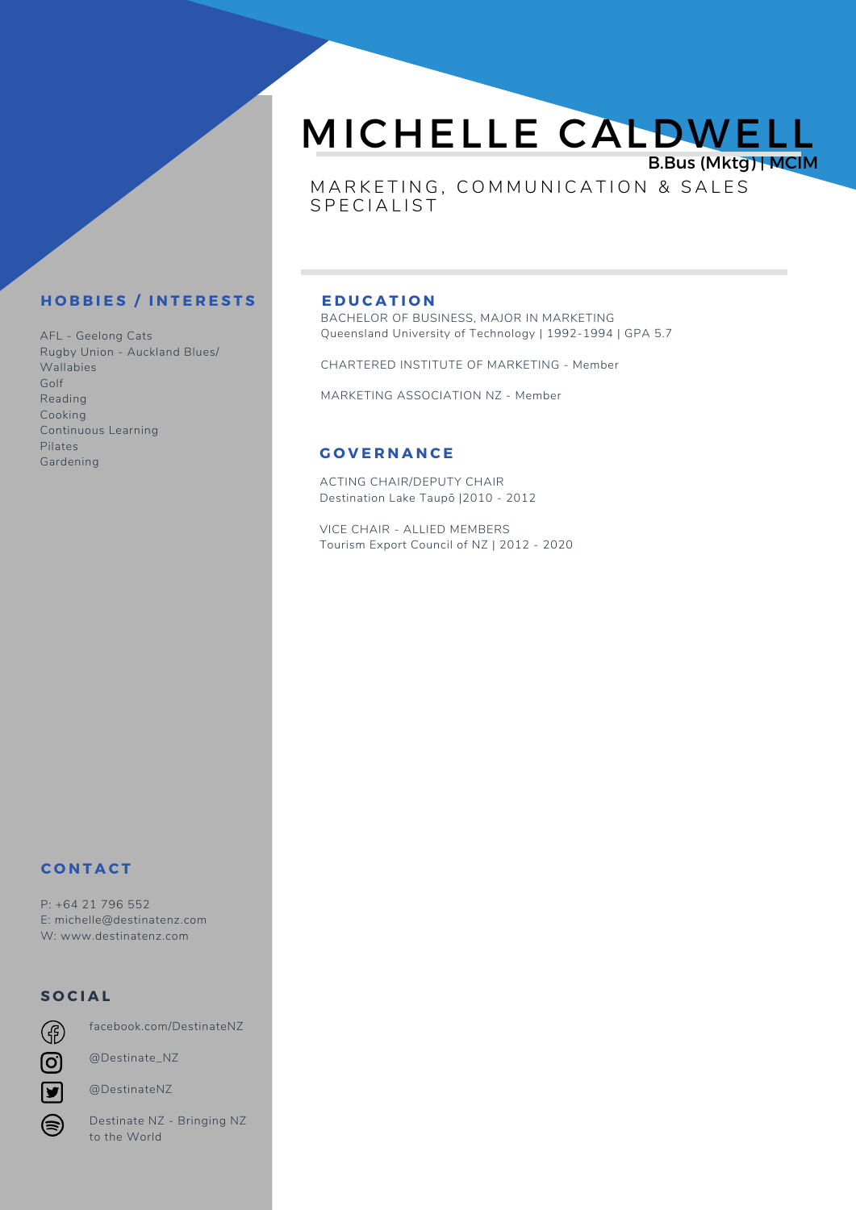# MICHELLE CALDWELL

**B.Bus (Mktg) | MCIM**

MARKETING, COMMUNICATION & SALES SPECIALIST

## HOBBIES / INTERESTS

AFL - Geelong Cats
Rugby Union - Auckland Blues/ Wallabies
Golf
Reading
Cooking
Continuous Learning
Pilates
Gardening

## CONTACT

P: +64 21 796 552
E: michelle@destinatenz.com
W: www.destinatenz.com

## SOCIAL

facebook.com/DestinateNZ

@Destinate_NZ

@DestinateNZ

Destinate NZ - Bringing NZ to the World

## EDUCATION

BACHELOR OF BUSINESS, MAJOR IN MARKETING
Queensland University of Technology | 1992-1994 | GPA 5.7

CHARTERED INSTITUTE OF MARKETING - Member

MARKETING ASSOCIATION NZ - Member

## GOVERNANCE

ACTING CHAIR/DEPUTY CHAIR
Destination Lake Taupō |2010 - 2012

VICE CHAIR - ALLIED MEMBERS
Tourism Export Council of NZ | 2012 - 2020